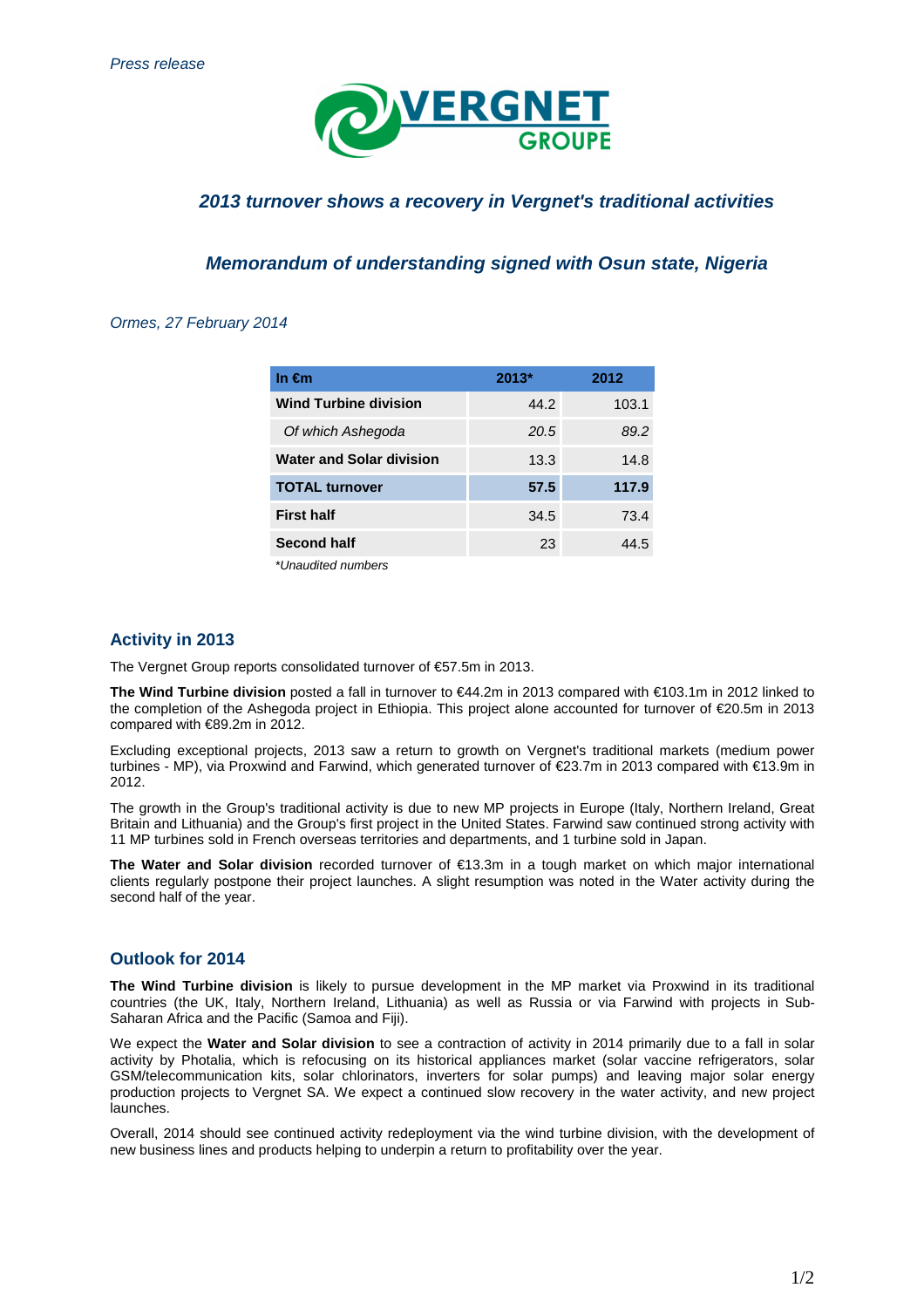*Press release*

VERGNET GROUPE

## *2013 turnover shows a recovery in Vergnet's traditional activities*

## *Memorandum of understanding signed with Osun state, Nigeria*

*Ormes, 27 February 2014*

| In €m | 2013* | 2012 |
|---|---|---|
| **Wind Turbine division** | 44.2 | 103.1 |
| *Of which Ashegoda* | *20.5* | *89.2* |
| **Water and Solar division** | 13.3 | 14.8 |
| **TOTAL turnover** | **57.5** | **117.9** |
| **First half** | 34.5 | 73.4 |
| **Second half** | 23 | 44.5 |

*\*Unaudited numbers*

### Activity in 2013

The Vergnet Group reports consolidated turnover of €57.5m in 2013.

**The Wind Turbine division** posted a fall in turnover to €44.2m in 2013 compared with €103.1m in 2012 linked to the completion of the Ashegoda project in Ethiopia. This project alone accounted for turnover of €20.5m in 2013 compared with €89.2m in 2012.

Excluding exceptional projects, 2013 saw a return to growth on Vergnet's traditional markets (medium power turbines - MP), via Proxwind and Farwind, which generated turnover of €23.7m in 2013 compared with €13.9m in 2012.

The growth in the Group's traditional activity is due to new MP projects in Europe (Italy, Northern Ireland, Great Britain and Lithuania) and the Group's first project in the United States. Farwind saw continued strong activity with 11 MP turbines sold in French overseas territories and departments, and 1 turbine sold in Japan.

**The Water and Solar division** recorded turnover of €13.3m in a tough market on which major international clients regularly postpone their project launches. A slight resumption was noted in the Water activity during the second half of the year.

### Outlook for 2014

**The Wind Turbine division** is likely to pursue development in the MP market via Proxwind in its traditional countries (the UK, Italy, Northern Ireland, Lithuania) as well as Russia or via Farwind with projects in Sub-Saharan Africa and the Pacific (Samoa and Fiji).

We expect the **Water and Solar division** to see a contraction of activity in 2014 primarily due to a fall in solar activity by Photalia, which is refocusing on its historical appliances market (solar vaccine refrigerators, solar GSM/telecommunication kits, solar chlorinators, inverters for solar pumps) and leaving major solar energy production projects to Vergnet SA. We expect a continued slow recovery in the water activity, and new project launches.

Overall, 2014 should see continued activity redeployment via the wind turbine division, with the development of new business lines and products helping to underpin a return to profitability over the year.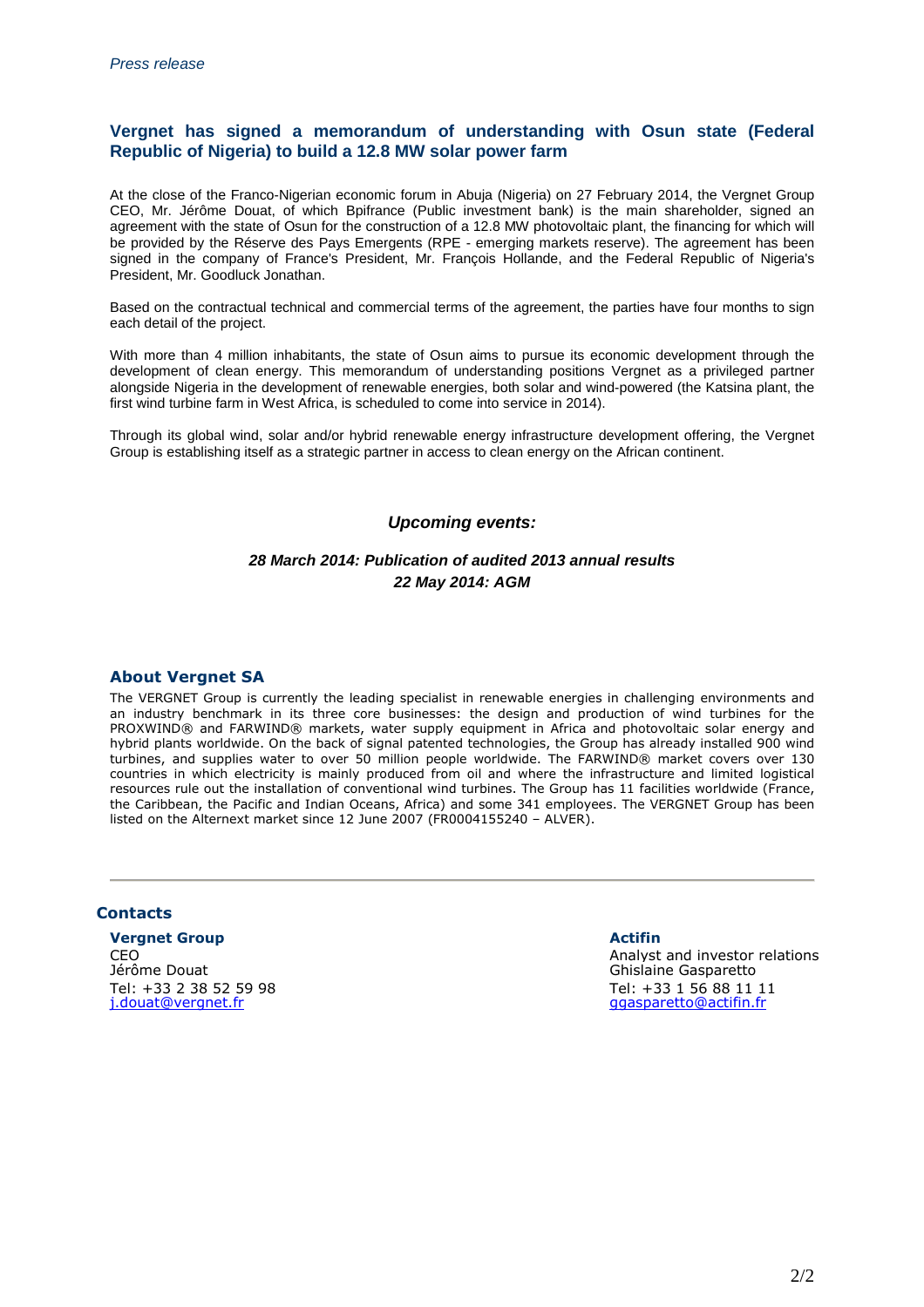*Press release*

## Vergnet has signed a memorandum of understanding with Osun state (Federal Republic of Nigeria) to build a 12.8 MW solar power farm

At the close of the Franco-Nigerian economic forum in Abuja (Nigeria) on 27 February 2014, the Vergnet Group CEO, Mr. Jérôme Douat, of which Bpifrance (Public investment bank) is the main shareholder, signed an agreement with the state of Osun for the construction of a 12.8 MW photovoltaic plant, the financing for which will be provided by the Réserve des Pays Emergents (RPE - emerging markets reserve). The agreement has been signed in the company of France's President, Mr. François Hollande, and the Federal Republic of Nigeria's President, Mr. Goodluck Jonathan.

Based on the contractual technical and commercial terms of the agreement, the parties have four months to sign each detail of the project.

With more than 4 million inhabitants, the state of Osun aims to pursue its economic development through the development of clean energy. This memorandum of understanding positions Vergnet as a privileged partner alongside Nigeria in the development of renewable energies, both solar and wind-powered (the Katsina plant, the first wind turbine farm in West Africa, is scheduled to come into service in 2014).

Through its global wind, solar and/or hybrid renewable energy infrastructure development offering, the Vergnet Group is establishing itself as a strategic partner in access to clean energy on the African continent.

***Upcoming events:***

***28 March 2014: Publication of audited 2013 annual results***
***22 May 2014: AGM***

### About Vergnet SA

The VERGNET Group is currently the leading specialist in renewable energies in challenging environments and an industry benchmark in its three core businesses: the design and production of wind turbines for the PROXWIND® and FARWIND® markets, water supply equipment in Africa and photovoltaic solar energy and hybrid plants worldwide. On the back of signal patented technologies, the Group has already installed 900 wind turbines, and supplies water to over 50 million people worldwide. The FARWIND® market covers over 130 countries in which electricity is mainly produced from oil and where the infrastructure and limited logistical resources rule out the installation of conventional wind turbines. The Group has 11 facilities worldwide (France, the Caribbean, the Pacific and Indian Oceans, Africa) and some 341 employees. The VERGNET Group has been listed on the Alternext market since 12 June 2007 (FR0004155240 – ALVER).

---

### Contacts

**Vergnet Group**
CEO
Jérôme Douat
Tel: +33 2 38 52 59 98
j.douat@vergnet.fr

**Actifin**
Analyst and investor relations
Ghislaine Gasparetto
Tel: +33 1 56 88 11 11
ggasparetto@actifin.fr